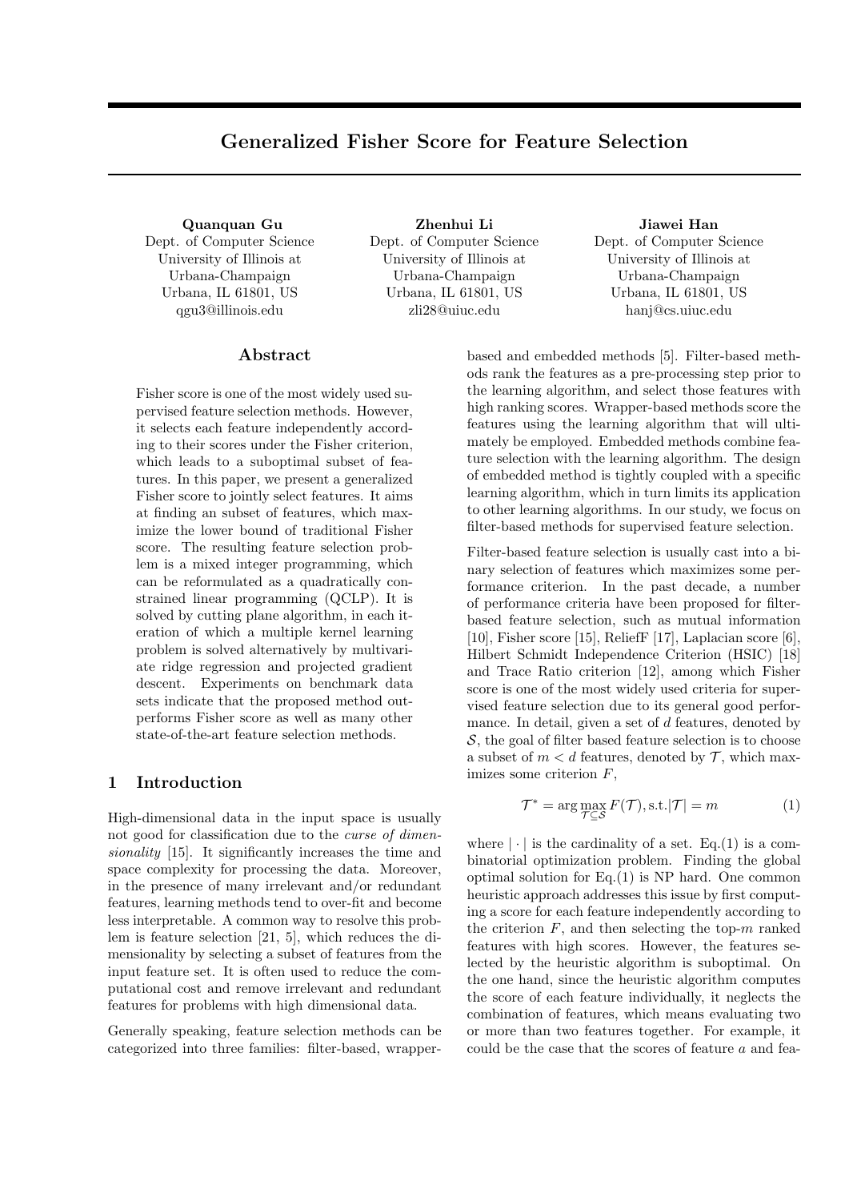# Generalized Fisher Score for Feature Selection

**Quanquan Gu**
Dept. of Computer Science
University of Illinois at Urbana-Champaign
Urbana, IL 61801, US
qgu3@illinois.edu

**Zhenhui Li**
Dept. of Computer Science
University of Illinois at Urbana-Champaign
Urbana, IL 61801, US
zli28@uiuc.edu

**Jiawei Han**
Dept. of Computer Science
University of Illinois at Urbana-Champaign
Urbana, IL 61801, US
hanj@cs.uiuc.edu

## Abstract

Fisher score is one of the most widely used supervised feature selection methods. However, it selects each feature independently according to their scores under the Fisher criterion, which leads to a suboptimal subset of features. In this paper, we present a generalized Fisher score to jointly select features. It aims at finding an subset of features, which maximize the lower bound of traditional Fisher score. The resulting feature selection problem is a mixed integer programming, which can be reformulated as a quadratically constrained linear programming (QCLP). It is solved by cutting plane algorithm, in each iteration of which a multiple kernel learning problem is solved alternatively by multivariate ridge regression and projected gradient descent. Experiments on benchmark data sets indicate that the proposed method outperforms Fisher score as well as many other state-of-the-art feature selection methods.

## 1 Introduction

High-dimensional data in the input space is usually not good for classification due to the *curse of dimensionality* [15]. It significantly increases the time and space complexity for processing the data. Moreover, in the presence of many irrelevant and/or redundant features, learning methods tend to over-fit and become less interpretable. A common way to resolve this problem is feature selection [21, 5], which reduces the dimensionality by selecting a subset of features from the input feature set. It is often used to reduce the computational cost and remove irrelevant and redundant features for problems with high dimensional data.

Generally speaking, feature selection methods can be categorized into three families: filter-based, wrapper-based and embedded methods [5]. Filter-based methods rank the features as a pre-processing step prior to the learning algorithm, and select those features with high ranking scores. Wrapper-based methods score the features using the learning algorithm that will ultimately be employed. Embedded methods combine feature selection with the learning algorithm. The design of embedded method is tightly coupled with a specific learning algorithm, which in turn limits its application to other learning algorithms. In our study, we focus on filter-based methods for supervised feature selection.

Filter-based feature selection is usually cast into a binary selection of features which maximizes some performance criterion. In the past decade, a number of performance criteria have been proposed for filter-based feature selection, such as mutual information [10], Fisher score [15], ReliefF [17], Laplacian score [6], Hilbert Schmidt Independence Criterion (HSIC) [18] and Trace Ratio criterion [12], among which Fisher score is one of the most widely used criteria for supervised feature selection due to its general good performance. In detail, given a set of $d$ features, denoted by $\mathcal{S}$, the goal of filter based feature selection is to choose a subset of $m < d$ features, denoted by $\mathcal{T}$, which maximizes some criterion $F$,

$$\mathcal{T}^* = \arg\max_{\mathcal{T}\subseteq\mathcal{S}} F(\mathcal{T}), \text{s.t.} |\mathcal{T}| = m \tag{1}$$

where $|\cdot|$ is the cardinality of a set. Eq.(1) is a combinatorial optimization problem. Finding the global optimal solution for Eq.(1) is NP hard. One common heuristic approach addresses this issue by first computing a score for each feature independently according to the criterion $F$, and then selecting the top-$m$ ranked features with high scores. However, the features selected by the heuristic algorithm is suboptimal. On the one hand, since the heuristic algorithm computes the score of each feature individually, it neglects the combination of features, which means evaluating two or more than two features together. For example, it could be the case that the scores of feature $a$ and fea-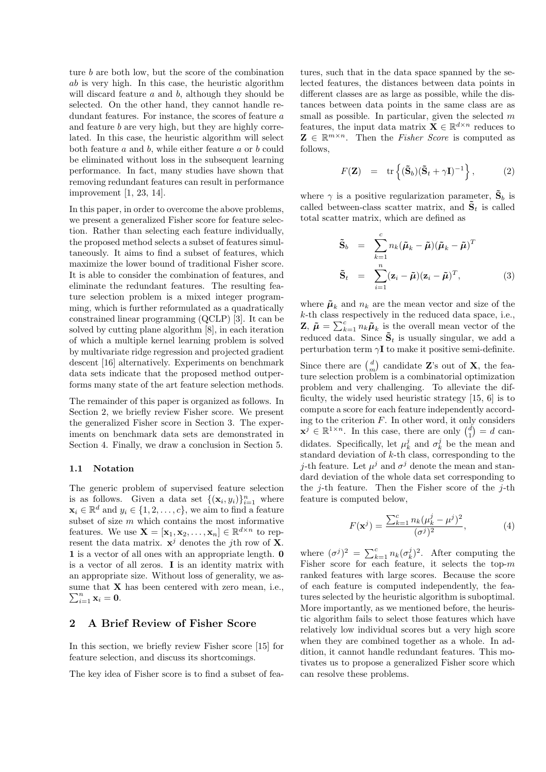ture $b$ are both low, but the score of the combination $ab$ is very high. In this case, the heuristic algorithm will discard feature $a$ and $b$, although they should be selected. On the other hand, they cannot handle redundant features. For instance, the scores of feature $a$ and feature $b$ are very high, but they are highly correlated. In this case, the heuristic algorithm will select both feature $a$ and $b$, while either feature $a$ or $b$ could be eliminated without loss in the subsequent learning performance. In fact, many studies have shown that removing redundant features can result in performance improvement [1, 23, 14].

In this paper, in order to overcome the above problems, we present a generalized Fisher score for feature selection. Rather than selecting each feature individually, the proposed method selects a subset of features simultaneously. It aims to find a subset of features, which maximize the lower bound of traditional Fisher score. It is able to consider the combination of features, and eliminate the redundant features. The resulting feature selection problem is a mixed integer programming, which is further reformulated as a quadratically constrained linear programming (QCLP) [3]. It can be solved by cutting plane algorithm [8], in each iteration of which a multiple kernel learning problem is solved by multivariate ridge regression and projected gradient descent [16] alternatively. Experiments on benchmark data sets indicate that the proposed method outperforms many state of the art feature selection methods.

The remainder of this paper is organized as follows. In Section 2, we briefly review Fisher score. We present the generalized Fisher score in Section 3. The experiments on benchmark data sets are demonstrated in Section 4. Finally, we draw a conclusion in Section 5.

### 1.1 Notation

The generic problem of supervised feature selection is as follows. Given a data set $\{(\mathbf{x}_i, y_i)\}_{i=1}^n$ where $\mathbf{x}_i \in \mathbb{R}^d$ and $y_i \in \{1, 2, \ldots, c\}$, we aim to find a feature subset of size $m$ which contains the most informative features. We use $\mathbf{X} = [\mathbf{x}_1, \mathbf{x}_2, \ldots, \mathbf{x}_n] \in \mathbb{R}^{d \times n}$ to represent the data matrix. $\mathbf{x}^j$ denotes the $j$th row of $\mathbf{X}$. $\mathbf{1}$ is a vector of all ones with an appropriate length. $\mathbf{0}$ is a vector of all zeros. $\mathbf{I}$ is an identity matrix with an appropriate size. Without loss of generality, we assume that $\mathbf{X}$ has been centered with zero mean, i.e., $\sum_{i=1}^n \mathbf{x}_i = \mathbf{0}$.

## 2 A Brief Review of Fisher Score

In this section, we briefly review Fisher score [15] for feature selection, and discuss its shortcomings.

The key idea of Fisher score is to find a subset of features, such that in the data space spanned by the selected features, the distances between data points in different classes are as large as possible, while the distances between data points in the same class are as small as possible. In particular, given the selected $m$ features, the input data matrix $\mathbf{X} \in \mathbb{R}^{d \times n}$ reduces to $\mathbf{Z} \in \mathbb{R}^{m \times n}$. Then the *Fisher Score* is computed as follows,

$$F(\mathbf{Z}) = \operatorname{tr}\left\{(\tilde{\mathbf{S}}_b)(\tilde{\mathbf{S}}_t + \gamma \mathbf{I})^{-1}\right\}, \tag{2}$$

where $\gamma$ is a positive regularization parameter, $\tilde{\mathbf{S}}_b$ is called between-class scatter matrix, and $\tilde{\mathbf{S}}_t$ is called total scatter matrix, which are defined as

$$\begin{aligned} \tilde{\mathbf{S}}_b &= \sum_{k=1}^{c} n_k (\tilde{\boldsymbol{\mu}}_k - \tilde{\boldsymbol{\mu}})(\tilde{\boldsymbol{\mu}}_k - \tilde{\boldsymbol{\mu}})^T \\ \tilde{\mathbf{S}}_t &= \sum_{i=1}^{n} (\mathbf{z}_i - \tilde{\boldsymbol{\mu}})(\mathbf{z}_i - \tilde{\boldsymbol{\mu}})^T, \end{aligned} \tag{3}$$

where $\tilde{\boldsymbol{\mu}}_k$ and $n_k$ are the mean vector and size of the $k$-th class respectively in the reduced data space, i.e., $\mathbf{Z}$, $\tilde{\boldsymbol{\mu}} = \sum_{k=1}^c n_k \tilde{\boldsymbol{\mu}}_k$ is the overall mean vector of the reduced data. Since $\tilde{\mathbf{S}}_t$ is usually singular, we add a perturbation term $\gamma \mathbf{I}$ to make it positive semi-definite.

Since there are $\binom{d}{m}$ candidate $\mathbf{Z}$'s out of $\mathbf{X}$, the feature selection problem is a combinatorial optimization problem and very challenging. To alleviate the difficulty, the widely used heuristic strategy [15, 6] is to compute a score for each feature independently according to the criterion $F$. In other word, it only considers $\mathbf{x}^j \in \mathbb{R}^{1 \times n}$. In this case, there are only $\binom{d}{1} = d$ candidates. Specifically, let $\mu_k^j$ and $\sigma_k^j$ be the mean and standard deviation of $k$-th class, corresponding to the $j$-th feature. Let $\mu^j$ and $\sigma^j$ denote the mean and standard deviation of the whole data set corresponding to the $j$-th feature. Then the Fisher score of the $j$-th feature is computed below,

$$F(\mathbf{x}^j) = \frac{\sum_{k=1}^c n_k (\mu_k^j - \mu^j)^2}{(\sigma^j)^2}, \tag{4}$$

where $(\sigma^j)^2 = \sum_{k=1}^c n_k (\sigma_k^j)^2$. After computing the Fisher score for each feature, it selects the top-$m$ ranked features with large scores. Because the score of each feature is computed independently, the features selected by the heuristic algorithm is suboptimal. More importantly, as we mentioned before, the heuristic algorithm fails to select those features which have relatively low individual scores but a very high score when they are combined together as a whole. In addition, it cannot handle redundant features. This motivates us to propose a generalized Fisher score which can resolve these problems.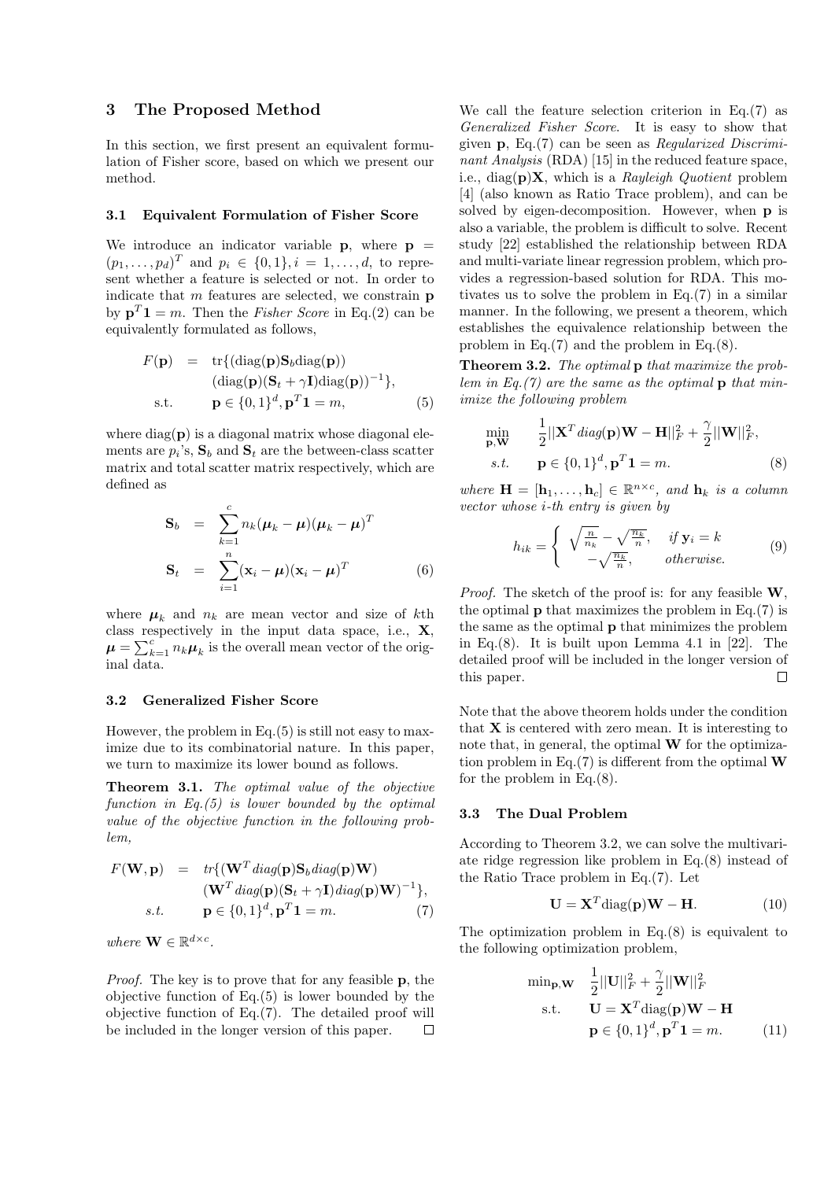## 3 The Proposed Method

In this section, we first present an equivalent formulation of Fisher score, based on which we present our method.

### 3.1 Equivalent Formulation of Fisher Score

We introduce an indicator variable $\mathbf{p}$, where $\mathbf{p} = (p_1, \ldots, p_d)^T$ and $p_i \in \{0, 1\}, i = 1, \ldots, d$, to represent whether a feature is selected or not. In order to indicate that $m$ features are selected, we constrain $\mathbf{p}$ by $\mathbf{p}^T \mathbf{1} = m$. Then the *Fisher Score* in Eq.(2) can be equivalently formulated as follows,

$$
\begin{aligned}
F(\mathbf{p}) &= \operatorname{tr}\{(\operatorname{diag}(\mathbf{p})\mathbf{S}_b \operatorname{diag}(\mathbf{p})) \\
&\quad (\operatorname{diag}(\mathbf{p})(\mathbf{S}_t + \gamma \mathbf{I})\operatorname{diag}(\mathbf{p}))^{-1}\}, \\
\text{s.t.} &\quad \mathbf{p} \in \{0,1\}^d, \mathbf{p}^T \mathbf{1} = m,
\end{aligned} \tag{5}
$$

where $\operatorname{diag}(\mathbf{p})$ is a diagonal matrix whose diagonal elements are $p_i$'s, $\mathbf{S}_b$ and $\mathbf{S}_t$ are the between-class scatter matrix and total scatter matrix respectively, which are defined as

$$
\begin{aligned}
\mathbf{S}_b &= \sum_{k=1}^{c} n_k (\boldsymbol{\mu}_k - \boldsymbol{\mu})(\boldsymbol{\mu}_k - \boldsymbol{\mu})^T \\
\mathbf{S}_t &= \sum_{i=1}^{n} (\mathbf{x}_i - \boldsymbol{\mu})(\mathbf{x}_i - \boldsymbol{\mu})^T
\end{aligned} \tag{6}
$$

where $\boldsymbol{\mu}_k$ and $n_k$ are mean vector and size of $k$th class respectively in the input data space, i.e., $\mathbf{X}$, $\boldsymbol{\mu} = \sum_{k=1}^{c} n_k \boldsymbol{\mu}_k$ is the overall mean vector of the original data.

### 3.2 Generalized Fisher Score

However, the problem in Eq.(5) is still not easy to maximize due to its combinatorial nature. In this paper, we turn to maximize its lower bound as follows.

**Theorem 3.1.** *The optimal value of the objective function in Eq.(5) is lower bounded by the optimal value of the objective function in the following problem,*

$$
\begin{aligned}
F(\mathbf{W}, \mathbf{p}) &= tr\{(\mathbf{W}^T diag(\mathbf{p})\mathbf{S}_b diag(\mathbf{p})\mathbf{W}) \\
&\quad (\mathbf{W}^T diag(\mathbf{p})(\mathbf{S}_t + \gamma \mathbf{I}) diag(\mathbf{p})\mathbf{W})^{-1}\}, \\
s.t. &\quad \mathbf{p} \in \{0,1\}^d, \mathbf{p}^T \mathbf{1} = m.
\end{aligned} \tag{7}
$$

*where* $\mathbf{W} \in \mathbb{R}^{d \times c}$.

*Proof.* The key is to prove that for any feasible $\mathbf{p}$, the objective function of Eq.(5) is lower bounded by the objective function of Eq.(7). The detailed proof will be included in the longer version of this paper. $\square$

We call the feature selection criterion in Eq.(7) as *Generalized Fisher Score*. It is easy to show that given $\mathbf{p}$, Eq.(7) can be seen as *Regularized Discriminant Analysis* (RDA) [15] in the reduced feature space, i.e., $\operatorname{diag}(\mathbf{p})\mathbf{X}$, which is a *Rayleigh Quotient* problem [4] (also known as Ratio Trace problem), and can be solved by eigen-decomposition. However, when $\mathbf{p}$ is also a variable, the problem is difficult to solve. Recent study [22] established the relationship between RDA and multi-variate linear regression problem, which provides a regression-based solution for RDA. This motivates us to solve the problem in Eq.(7) in a similar manner. In the following, we present a theorem, which establishes the equivalence relationship between the problem in Eq.(7) and the problem in Eq.(8).

**Theorem 3.2.** *The optimal* $\mathbf{p}$ *that maximize the problem in Eq.(7) are the same as the optimal* $\mathbf{p}$ *that minimize the following problem*

$$
\begin{aligned}
\min_{\mathbf{p}, \mathbf{W}} &\quad \frac{1}{2} ||\mathbf{X}^T diag(\mathbf{p})\mathbf{W} - \mathbf{H}||_F^2 + \frac{\gamma}{2} ||\mathbf{W}||_F^2, \\
s.t. &\quad \mathbf{p} \in \{0,1\}^d, \mathbf{p}^T \mathbf{1} = m.
\end{aligned} \tag{8}
$$

*where* $\mathbf{H} = [\mathbf{h}_1, \ldots, \mathbf{h}_c] \in \mathbb{R}^{n \times c}$, *and* $\mathbf{h}_k$ *is a column vector whose* $i$*-th entry is given by*

$$
h_{ik} = \begin{cases} \sqrt{\frac{n}{n_k}} - \sqrt{\frac{n_k}{n}}, & \text{if } \mathbf{y}_i = k \\ -\sqrt{\frac{n_k}{n}}, & \text{otherwise.} \end{cases} \tag{9}
$$

*Proof.* The sketch of the proof is: for any feasible $\mathbf{W}$, the optimal $\mathbf{p}$ that maximizes the problem in Eq.(7) is the same as the optimal $\mathbf{p}$ that minimizes the problem in Eq.(8). It is built upon Lemma 4.1 in [22]. The detailed proof will be included in the longer version of this paper. $\square$

Note that the above theorem holds under the condition that $\mathbf{X}$ is centered with zero mean. It is interesting to note that, in general, the optimal $\mathbf{W}$ for the optimization problem in Eq.(7) is different from the optimal $\mathbf{W}$ for the problem in Eq.(8).

### 3.3 The Dual Problem

According to Theorem 3.2, we can solve the multivariate ridge regression like problem in Eq.(8) instead of the Ratio Trace problem in Eq.(7). Let

$$
\mathbf{U} = \mathbf{X}^T \operatorname{diag}(\mathbf{p})\mathbf{W} - \mathbf{H}. \tag{10}
$$

The optimization problem in Eq.(8) is equivalent to the following optimization problem,

$$
\begin{aligned}
\min_{\mathbf{p}, \mathbf{W}} &\quad \frac{1}{2} ||\mathbf{U}||_F^2 + \frac{\gamma}{2} ||\mathbf{W}||_F^2 \\
\text{s.t.} &\quad \mathbf{U} = \mathbf{X}^T \operatorname{diag}(\mathbf{p})\mathbf{W} - \mathbf{H} \\
&\quad \mathbf{p} \in \{0,1\}^d, \mathbf{p}^T \mathbf{1} = m.
\end{aligned} \tag{11}
$$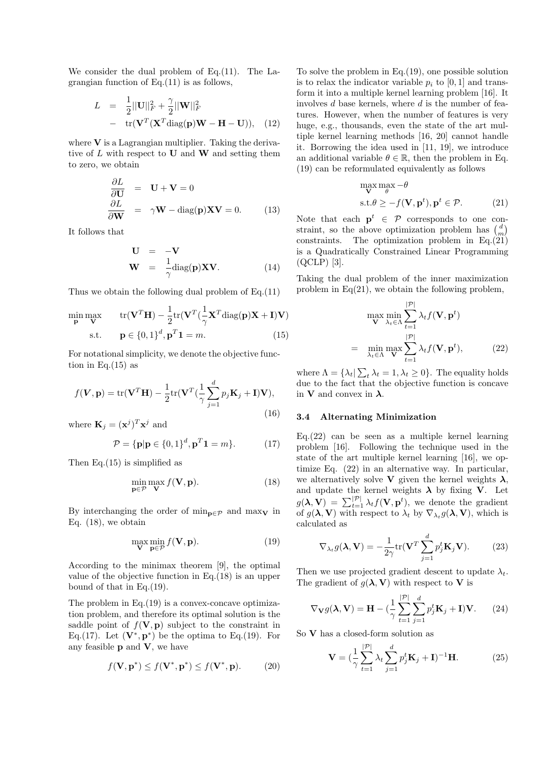We consider the dual problem of Eq.(11). The Lagrangian function of Eq.(11) is as follows,

$$
\begin{aligned}
L &= \frac{1}{2}||\mathbf{U}||_F^2 + \frac{\gamma}{2}||\mathbf{W}||_F^2 \\
&- \operatorname{tr}(\mathbf{V}^T(\mathbf{X}^T \operatorname{diag}(\mathbf{p})\mathbf{W} - \mathbf{H} - \mathbf{U})), \quad (12)
\end{aligned}
$$

where $\mathbf{V}$ is a Lagrangian multiplier. Taking the derivative of $L$ with respect to $\mathbf{U}$ and $\mathbf{W}$ and setting them to zero, we obtain

$$
\begin{aligned}
\frac{\partial L}{\partial \mathbf{U}} &= \mathbf{U} + \mathbf{V} = 0 \\
\frac{\partial L}{\partial \mathbf{W}} &= \gamma \mathbf{W} - \operatorname{diag}(\mathbf{p})\mathbf{X}\mathbf{V} = 0. \quad (13)
\end{aligned}
$$

It follows that

$$
\begin{aligned}
\mathbf{U} &= -\mathbf{V} \\
\mathbf{W} &= \frac{1}{\gamma}\operatorname{diag}(\mathbf{p})\mathbf{X}\mathbf{V}. \quad (14)
\end{aligned}
$$

Thus we obtain the following dual problem of Eq.(11)

$$
\begin{aligned}
\min_{\mathbf{p}} \max_{\mathbf{V}} \quad & \operatorname{tr}(\mathbf{V}^T\mathbf{H}) - \frac{1}{2}\operatorname{tr}(\mathbf{V}^T(\frac{1}{\gamma}\mathbf{X}^T\operatorname{diag}(\mathbf{p})\mathbf{X} + \mathbf{I})\mathbf{V}) \\
\text{s.t.} \quad & \mathbf{p} \in \{0,1\}^d, \mathbf{p}^T\mathbf{1} = m. \quad (15)
\end{aligned}
$$

For notational simplicity, we denote the objective function in Eq.(15) as

$$
f(\boldsymbol{V}, \mathbf{p}) = \operatorname{tr}(\mathbf{V}^T\mathbf{H}) - \frac{1}{2}\operatorname{tr}(\mathbf{V}^T(\frac{1}{\gamma}\sum_{j=1}^{d} p_j \mathbf{K}_j + \mathbf{I})\mathbf{V}), \quad (16)
$$

where $\mathbf{K}_j = (\mathbf{x}^j)^T\mathbf{x}^j$ and

$$
\mathcal{P} = \{\mathbf{p} | \mathbf{p} \in \{0,1\}^d, \mathbf{p}^T\mathbf{1} = m\}. \quad (17)
$$

Then Eq.(15) is simplified as

$$
\min_{\mathbf{p}\in\mathcal{P}} \max_{\mathbf{V}} f(\mathbf{V}, \mathbf{p}). \quad (18)
$$

By interchanging the order of $\min_{\mathbf{p}\in\mathcal{P}}$ and $\max_{\mathbf{V}}$ in Eq. (18), we obtain

$$
\max_{\mathbf{V}} \min_{\mathbf{p}\in\mathcal{P}} f(\mathbf{V}, \mathbf{p}). \quad (19)
$$

According to the minimax theorem [9], the optimal value of the objective function in Eq.(18) is an upper bound of that in Eq.(19).

The problem in Eq.(19) is a convex-concave optimization problem, and therefore its optimal solution is the saddle point of $f(\mathbf{V}, \mathbf{p})$ subject to the constraint in Eq.(17). Let $(\mathbf{V}^*, \mathbf{p}^*)$ be the optima to Eq.(19). For any feasible $\mathbf{p}$ and $\mathbf{V}$, we have

$$
f(\mathbf{V}, \mathbf{p}^*) \leq f(\mathbf{V}^*, \mathbf{p}^*) \leq f(\mathbf{V}^*, \mathbf{p}). \quad (20)
$$

To solve the problem in Eq.(19), one possible solution is to relax the indicator variable $p_i$ to $[0,1]$ and transform it into a multiple kernel learning problem [16]. It involves $d$ base kernels, where $d$ is the number of features. However, when the number of features is very huge, e.g., thousands, even the state of the art multiple kernel learning methods [16, 20] cannot handle it. Borrowing the idea used in [11, 19], we introduce an additional variable $\theta \in \mathbb{R}$, then the problem in Eq. (19) can be reformulated equivalently as follows

$$
\begin{aligned}
& \max_{\mathbf{V}} \max_{\theta} -\theta \\
& \text{s.t.} \theta \geq -f(\mathbf{V}, \mathbf{p}^t), \mathbf{p}^t \in \mathcal{P}. \quad (21)
\end{aligned}
$$

Note that each $\mathbf{p}^t \in \mathcal{P}$ corresponds to one constraint, so the above optimization problem has $\binom{d}{m}$ constraints. The optimization problem in Eq.(21) is a Quadratically Constrained Linear Programming (QCLP) [3].

Taking the dual problem of the inner maximization problem in Eq(21), we obtain the following problem,

$$
\begin{aligned}
& \max_{\mathbf{V}} \min_{\lambda_t \in \Lambda} \sum_{t=1}^{|\mathcal{P}|} \lambda_t f(\mathbf{V}, \mathbf{p}^t) \\
= & \min_{\lambda_t \in \Lambda} \max_{\mathbf{V}} \sum_{t=1}^{|\mathcal{P}|} \lambda_t f(\mathbf{V}, \mathbf{p}^t), \quad (22)
\end{aligned}
$$

where $\Lambda = \{\lambda_t | \sum_t \lambda_t = 1, \lambda_t \geq 0\}$. The equality holds due to the fact that the objective function is concave in $\mathbf{V}$ and convex in $\boldsymbol{\lambda}$.

### 3.4 Alternating Minimization

Eq.(22) can be seen as a multiple kernel learning problem [16]. Following the technique used in the state of the art multiple kernel learning [16], we optimize Eq. (22) in an alternative way. In particular, we alternatively solve $\mathbf{V}$ given the kernel weights $\boldsymbol{\lambda}$, and update the kernel weights $\boldsymbol{\lambda}$ by fixing $\mathbf{V}$. Let $g(\boldsymbol{\lambda}, \mathbf{V}) = \sum_{t=1}^{|\mathcal{P}|} \lambda_t f(\mathbf{V}, \mathbf{p}^t)$, we denote the gradient of $g(\boldsymbol{\lambda}, \mathbf{V})$ with respect to $\lambda_t$ by $\nabla_{\lambda_t} g(\boldsymbol{\lambda}, \mathbf{V})$, which is calculated as

$$
\nabla_{\lambda_t} g(\boldsymbol{\lambda}, \mathbf{V}) = -\frac{1}{2\gamma}\operatorname{tr}(\mathbf{V}^T \sum_{j=1}^{d} p_j^t \mathbf{K}_j \mathbf{V}). \quad (23)
$$

Then we use projected gradient descent to update $\lambda_t$. The gradient of $g(\boldsymbol{\lambda}, \mathbf{V})$ with respect to $\mathbf{V}$ is

$$
\nabla_{\mathbf{V}} g(\boldsymbol{\lambda}, \mathbf{V}) = \mathbf{H} - (\frac{1}{\gamma}\sum_{t=1}^{|\mathcal{P}|}\sum_{j=1}^{d} p_j^t \mathbf{K}_j + \mathbf{I})\mathbf{V}. \quad (24)
$$

So $\mathbf{V}$ has a closed-form solution as

$$
\mathbf{V} = (\frac{1}{\gamma}\sum_{t=1}^{|\mathcal{P}|}\lambda_t \sum_{j=1}^{d} p_j^t \mathbf{K}_j + \mathbf{I})^{-1}\mathbf{H}. \quad (25)
$$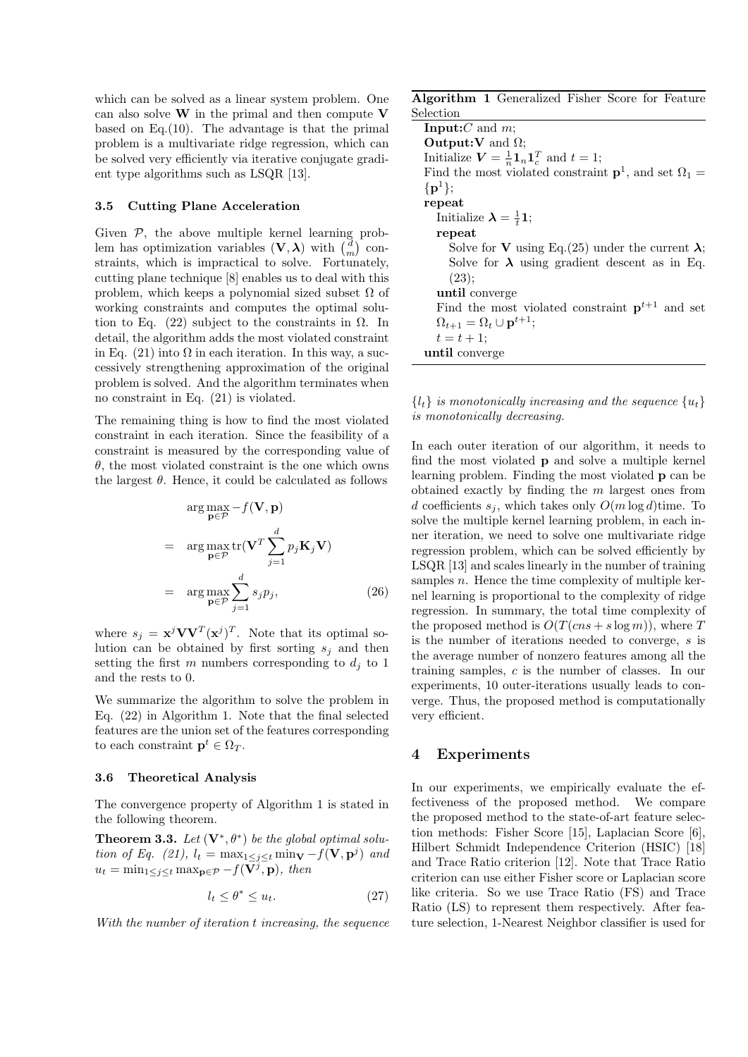which can be solved as a linear system problem. One can also solve $\mathbf{W}$ in the primal and then compute $\mathbf{V}$ based on Eq.(10). The advantage is that the primal problem is a multivariate ridge regression, which can be solved very efficiently via iterative conjugate gradient type algorithms such as LSQR [13].

### 3.5 Cutting Plane Acceleration

Given $\mathcal{P}$, the above multiple kernel learning problem has optimization variables $(\mathbf{V}, \boldsymbol{\lambda})$ with $\binom{d}{m}$ constraints, which is impractical to solve. Fortunately, cutting plane technique [8] enables us to deal with this problem, which keeps a polynomial sized subset $\Omega$ of working constraints and computes the optimal solution to Eq. (22) subject to the constraints in $\Omega$. In detail, the algorithm adds the most violated constraint in Eq. (21) into $\Omega$ in each iteration. In this way, a successively strengthening approximation of the original problem is solved. And the algorithm terminates when no constraint in Eq. (21) is violated.

The remaining thing is how to find the most violated constraint in each iteration. Since the feasibility of a constraint is measured by the corresponding value of $\theta$, the most violated constraint is the one which owns the largest $\theta$. Hence, it could be calculated as follows

$$
\begin{aligned}
& \arg\max_{\mathbf{p}\in\mathcal{P}} -f(\mathbf{V},\mathbf{p}) \\
= \quad & \arg\max_{\mathbf{p}\in\mathcal{P}} \operatorname{tr}(\mathbf{V}^T \sum_{j=1}^{d} p_j \mathbf{K}_j \mathbf{V}) \\
= \quad & \arg\max_{\mathbf{p}\in\mathcal{P}} \sum_{j=1}^{d} s_j p_j, \qquad (26)
\end{aligned}
$$

where $s_j = \mathbf{x}^j \mathbf{V}\mathbf{V}^T (\mathbf{x}^j)^T$. Note that its optimal solution can be obtained by first sorting $s_j$ and then setting the first $m$ numbers corresponding to $d_j$ to 1 and the rests to 0.

We summarize the algorithm to solve the problem in Eq. (22) in Algorithm 1. Note that the final selected features are the union set of the features corresponding to each constraint $\mathbf{p}^t \in \Omega_T$.

### 3.6 Theoretical Analysis

The convergence property of Algorithm 1 is stated in the following theorem.

**Theorem 3.3.** *Let $(\mathbf{V}^*, \theta^*)$ be the global optimal solution of Eq. (21), $l_t = \max_{1\le j\le t}\min_{\mathbf{V}} -f(\mathbf{V},\mathbf{p}^j)$ and $u_t = \min_{1\le j\le t}\max_{\mathbf{p}\in\mathcal{P}} -f(\mathbf{V}^j,\mathbf{p})$, then*

$$l_t \le \theta^* \le u_t. \qquad (27)$$

*With the number of iteration $t$ increasing, the sequence $\{l_t\}$ is monotonically increasing and the sequence $\{u_t\}$ is monotonically decreasing.*

**Algorithm 1** Generalized Fisher Score for Feature Selection

**Input:** $C$ and $m$;
**Output:** $\mathbf{V}$ and $\Omega$;
Initialize $\boldsymbol{V} = \frac{1}{n}\mathbf{1}_n\mathbf{1}_c^T$ and $t = 1$;
Find the most violated constraint $\mathbf{p}^1$, and set $\Omega_1 = \{\mathbf{p}^1\}$;
**repeat**
  Initialize $\boldsymbol{\lambda} = \frac{1}{t}\mathbf{1}$;
  **repeat**
    Solve for $\mathbf{V}$ using Eq.(25) under the current $\boldsymbol{\lambda}$;
    Solve for $\boldsymbol{\lambda}$ using gradient descent as in Eq. (23);
  **until** converge
  Find the most violated constraint $\mathbf{p}^{t+1}$ and set $\Omega_{t+1} = \Omega_t \cup \mathbf{p}^{t+1}$;
  $t = t + 1$;
**until** converge

In each outer iteration of our algorithm, it needs to find the most violated $\mathbf{p}$ and solve a multiple kernel learning problem. Finding the most violated $\mathbf{p}$ can be obtained exactly by finding the $m$ largest ones from $d$ coefficients $s_j$, which takes only $O(m \log d)$time. To solve the multiple kernel learning problem, in each inner iteration, we need to solve one multivariate ridge regression problem, which can be solved efficiently by LSQR [13] and scales linearly in the number of training samples $n$. Hence the time complexity of multiple kernel learning is proportional to the complexity of ridge regression. In summary, the total time complexity of the proposed method is $O(T(cns + s\log m))$, where $T$ is the number of iterations needed to converge, $s$ is the average number of nonzero features among all the training samples, $c$ is the number of classes. In our experiments, 10 outer-iterations usually leads to converge. Thus, the proposed method is computationally very efficient.

## 4 Experiments

In our experiments, we empirically evaluate the effectiveness of the proposed method. We compare the proposed method to the state-of-art feature selection methods: Fisher Score [15], Laplacian Score [6], Hilbert Schmidt Independence Criterion (HSIC) [18] and Trace Ratio criterion [12]. Note that Trace Ratio criterion can use either Fisher score or Laplacian score like criteria. So we use Trace Ratio (FS) and Trace Ratio (LS) to represent them respectively. After feature selection, 1-Nearest Neighbor classifier is used for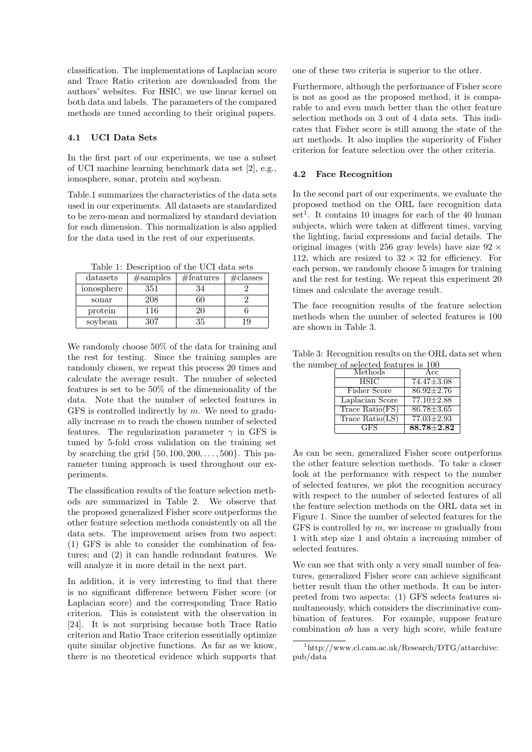classification. The implementations of Laplacian score and Trace Ratio criterion are downloaded from the authors' websites. For HSIC, we use linear kernel on both data and labels. The parameters of the compared methods are tuned according to their original papers.

### 4.1 UCI Data Sets

In the first part of our experiments, we use a subset of UCI machine learning benchmark data set [2], e.g., ionosphere, sonar, protein and soybean.

Table.1 summarizes the characteristics of the data sets used in our experiments. All datasets are standardized to be zero-mean and normalized by standard deviation for each dimension. This normalization is also applied for the data used in the rest of our experiments.

Table 1: Description of the UCI data sets

| datasets | #samples | #features | #classes |
|---|---|---|---|
| ionosphere | 351 | 34 | 2 |
| sonar | 208 | 60 | 2 |
| protein | 116 | 20 | 6 |
| soybean | 307 | 35 | 19 |

We randomly choose 50% of the data for training and the rest for testing. Since the training samples are randomly chosen, we repeat this process 20 times and calculate the average result. The number of selected features is set to be 50% of the dimensionality of the data. Note that the number of selected features in GFS is controlled indirectly by $m$. We need to gradually increase $m$ to reach the chosen number of selected features. The regularization parameter $\gamma$ in GFS is tuned by 5-fold cross validation on the training set by searching the grid $\{50, 100, 200, \ldots, 500\}$. This parameter tuning approach is used throughout our experiments.

The classification results of the feature selection methods are summarized in Table 2. We observe that the proposed generalized Fisher score outperforms the other feature selection methods consistently on all the data sets. The improvement arises from two aspect: (1) GFS is able to consider the combination of features; and (2) it can handle redundant features. We will analyze it in more detail in the next part.

In addition, it is very interesting to find that there is no significant difference between Fisher score (or Laplacian score) and the corresponding Trace Ratio criterion. This is consistent with the observation in [24]. It is not surprising because both Trace Ratio criterion and Ratio Trace criterion essentially optimize quite similar objective functions. As far as we know, there is no theoretical evidence which supports that one of these two criteria is superior to the other.

Furthermore, although the performance of Fisher score is not as good as the proposed method, it is comparable to and even much better than the other feature selection methods on 3 out of 4 data sets. This indicates that Fisher score is still among the state of the art methods. It also implies the superiority of Fisher criterion for feature selection over the other criteria.

### 4.2 Face Recognition

In the second part of our experiments, we evaluate the proposed method on the ORL face recognition data set[1]. It contains 10 images for each of the 40 human subjects, which were taken at different times, varying the lighting, facial expressions and facial details. The original images (with 256 gray levels) have size $92 \times 112$, which are resized to $32 \times 32$ for efficiency. For each person, we randomly choose 5 images for training and the rest for testing. We repeat this experiment 20 times and calculate the average result.

The face recognition results of the feature selection methods when the number of selected features is 100 are shown in Table 3.

Table 3: Recognition results on the ORL data set when the number of selected features is 100

| Methods | Acc |
|---|---|
| HSIC | 74.47±3.08 |
| Fisher Score | 86.92±2.76 |
| Laplacian Score | 77.10±2.88 |
| Trace Ratio(FS) | 86.78±3.65 |
| Trace Ratio(LS) | 77.03±2.93 |
| GFS | **88.78±2.82** |

As can be seen, generalized Fisher score outperforms the other feature selection methods. To take a closer look at the performance with respect to the number of selected features, we plot the recognition accuracy with respect to the number of selected features of all the feature selection methods on the ORL data set in Figure 1. Since the number of selected features for the GFS is controlled by $m$, we increase $m$ gradually from 1 with step size 1 and obtain a increasing number of selected features.

We can see that with only a very small number of features, generalized Fisher score can achieve significant better result than the other methods. It can be interpreted from two aspects: (1) GFS selects features simultaneously, which considers the discriminative combination of features. For example, suppose feature combination $ab$ has a very high score, while feature

[1] http://www.cl.cam.ac.uk/Research/DTG/attarchive:pub/data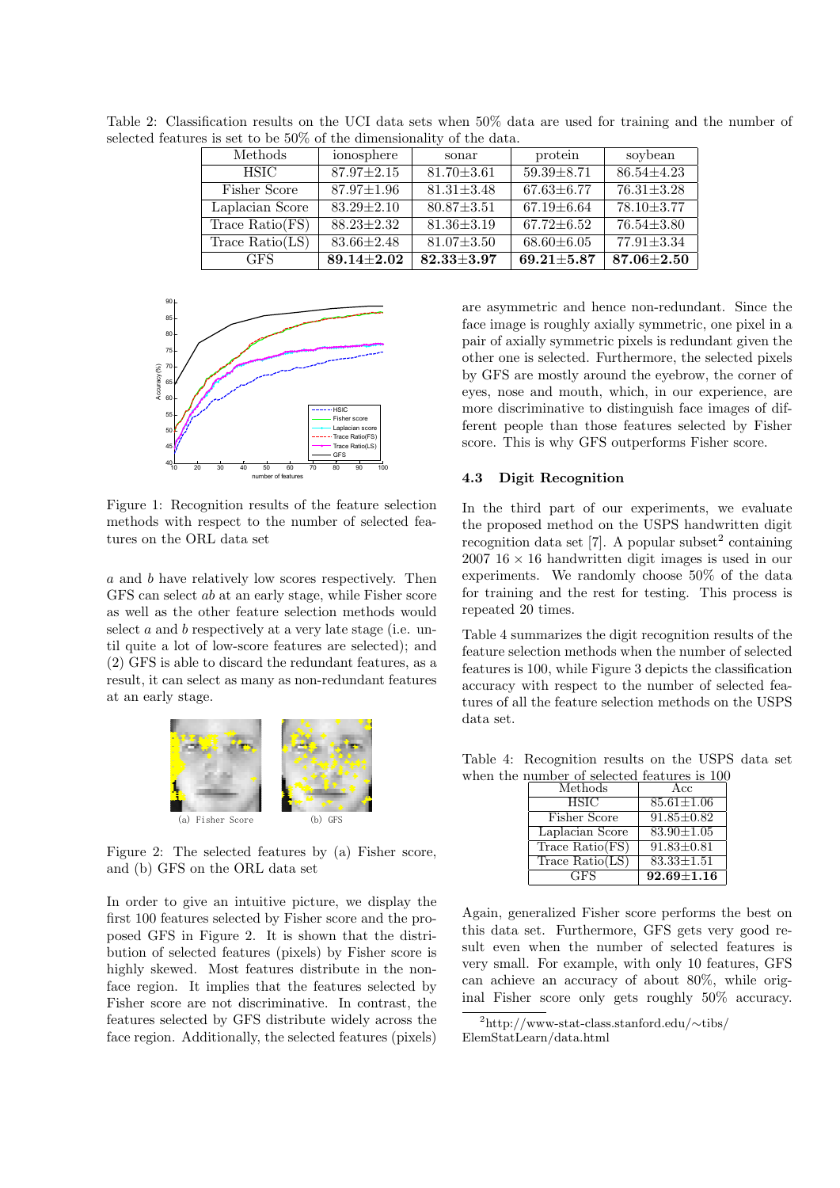Table 2: Classification results on the UCI data sets when 50% data are used for training and the number of selected features is set to be 50% of the dimensionality of the data.

| Methods | ionosphere | sonar | protein | soybean |
|---|---|---|---|---|
| HSIC | 87.97±2.15 | 81.70±3.61 | 59.39±8.71 | 86.54±4.23 |
| Fisher Score | 87.97±1.96 | 81.31±3.48 | 67.63±6.77 | 76.31±3.28 |
| Laplacian Score | 83.29±2.10 | 80.87±3.51 | 67.19±6.64 | 78.10±3.77 |
| Trace Ratio(FS) | 88.23±2.32 | 81.36±3.19 | 67.72±6.52 | 76.54±3.80 |
| Trace Ratio(LS) | 83.66±2.48 | 81.07±3.50 | 68.60±6.05 | 77.91±3.34 |
| GFS | **89.14±2.02** | **82.33±3.97** | **69.21±5.87** | **87.06±2.50** |

Figure 1: Recognition results of the feature selection methods with respect to the number of selected features on the ORL data set

$a$ and $b$ have relatively low scores respectively. Then GFS can select $ab$ at an early stage, while Fisher score as well as the other feature selection methods would select $a$ and $b$ respectively at a very late stage (i.e. until quite a lot of low-score features are selected); and (2) GFS is able to discard the redundant features, as a result, it can select as many as non-redundant features at an early stage.

Figure 2: The selected features by (a) Fisher score, and (b) GFS on the ORL data set

In order to give an intuitive picture, we display the first 100 features selected by Fisher score and the proposed GFS in Figure 2. It is shown that the distribution of selected features (pixels) by Fisher score is highly skewed. Most features distribute in the non-face region. It implies that the features selected by Fisher score are not discriminative. In contrast, the features selected by GFS distribute widely across the face region. Additionally, the selected features (pixels) are asymmetric and hence non-redundant. Since the face image is roughly axially symmetric, one pixel in a pair of axially symmetric pixels is redundant given the other one is selected. Furthermore, the selected pixels by GFS are mostly around the eyebrow, the corner of eyes, nose and mouth, which, in our experience, are more discriminative to distinguish face images of different people than those features selected by Fisher score. This is why GFS outperforms Fisher score.

### 4.3 Digit Recognition

In the third part of our experiments, we evaluate the proposed method on the USPS handwritten digit recognition data set [7]. A popular subset[2] containing 2007 $16 \times 16$ handwritten digit images is used in our experiments. We randomly choose 50% of the data for training and the rest for testing. This process is repeated 20 times.

Table 4 summarizes the digit recognition results of the feature selection methods when the number of selected features is 100, while Figure 3 depicts the classification accuracy with respect to the number of selected features of all the feature selection methods on the USPS data set.

Table 4: Recognition results on the USPS data set when the number of selected features is 100

| Methods | Acc |
|---|---|
| HSIC | 85.61±1.06 |
| Fisher Score | 91.85±0.82 |
| Laplacian Score | 83.90±1.05 |
| Trace Ratio(FS) | 91.83±0.81 |
| Trace Ratio(LS) | 83.33±1.51 |
| GFS | **92.69±1.16** |

Again, generalized Fisher score performs the best on this data set. Furthermore, GFS gets very good result even when the number of selected features is very small. For example, with only 10 features, GFS can achieve an accuracy of about 80%, while original Fisher score only gets roughly 50% accuracy.

[2]http://www-stat-class.stanford.edu/∼tibs/ElemStatLearn/data.html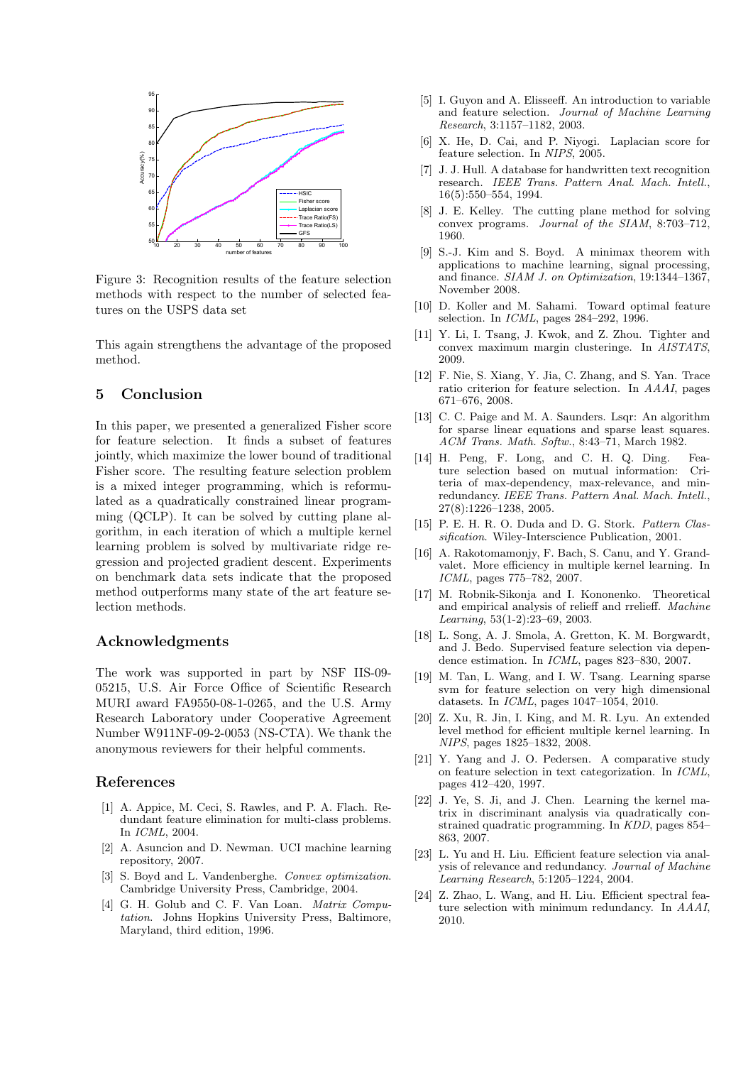95
90
85
80
75
70
65
60
55
50
Accuracy(%)
10 20 30 40 50 60 70 80 90 100
number of features
HSIC
Fisher score
Laplacian score
Trace Ratio(FS)
Trace Ratio(LS)
GFS

Figure 3: Recognition results of the feature selection methods with respect to the number of selected features on the USPS data set

This again strengthens the advantage of the proposed method.

## 5 Conclusion

In this paper, we presented a generalized Fisher score for feature selection. It finds a subset of features jointly, which maximize the lower bound of traditional Fisher score. The resulting feature selection problem is a mixed integer programming, which is reformulated as a quadratically constrained linear programming (QCLP). It can be solved by cutting plane algorithm, in each iteration of which a multiple kernel learning problem is solved by multivariate ridge regression and projected gradient descent. Experiments on benchmark data sets indicate that the proposed method outperforms many state of the art feature selection methods.

## Acknowledgments

The work was supported in part by NSF IIS-09-05215, U.S. Air Force Office of Scientific Research MURI award FA9550-08-1-0265, and the U.S. Army Research Laboratory under Cooperative Agreement Number W911NF-09-2-0053 (NS-CTA). We thank the anonymous reviewers for their helpful comments.

## References

[1] A. Appice, M. Ceci, S. Rawles, and P. A. Flach. Redundant feature elimination for multi-class problems. In *ICML*, 2004.

[2] A. Asuncion and D. Newman. UCI machine learning repository, 2007.

[3] S. Boyd and L. Vandenberghe. *Convex optimization*. Cambridge University Press, Cambridge, 2004.

[4] G. H. Golub and C. F. Van Loan. *Matrix Computation*. Johns Hopkins University Press, Baltimore, Maryland, third edition, 1996.

[5] I. Guyon and A. Elisseeff. An introduction to variable and feature selection. *Journal of Machine Learning Research*, 3:1157–1182, 2003.

[6] X. He, D. Cai, and P. Niyogi. Laplacian score for feature selection. In *NIPS*, 2005.

[7] J. J. Hull. A database for handwritten text recognition research. *IEEE Trans. Pattern Anal. Mach. Intell.*, 16(5):550–554, 1994.

[8] J. E. Kelley. The cutting plane method for solving convex programs. *Journal of the SIAM*, 8:703–712, 1960.

[9] S.-J. Kim and S. Boyd. A minimax theorem with applications to machine learning, signal processing, and finance. *SIAM J. on Optimization*, 19:1344–1367, November 2008.

[10] D. Koller and M. Sahami. Toward optimal feature selection. In *ICML*, pages 284–292, 1996.

[11] Y. Li, I. Tsang, J. Kwok, and Z. Zhou. Tighter and convex maximum margin clusteringe. In *AISTATS*, 2009.

[12] F. Nie, S. Xiang, Y. Jia, C. Zhang, and S. Yan. Trace ratio criterion for feature selection. In *AAAI*, pages 671–676, 2008.

[13] C. C. Paige and M. A. Saunders. Lsqr: An algorithm for sparse linear equations and sparse least squares. *ACM Trans. Math. Softw.*, 8:43–71, March 1982.

[14] H. Peng, F. Long, and C. H. Q. Ding. Feature selection based on mutual information: Criteria of max-dependency, max-relevance, and min-redundancy. *IEEE Trans. Pattern Anal. Mach. Intell.*, 27(8):1226–1238, 2005.

[15] P. E. H. R. O. Duda and D. G. Stork. *Pattern Classification*. Wiley-Interscience Publication, 2001.

[16] A. Rakotomamonjy, F. Bach, S. Canu, and Y. Grandvalet. More efficiency in multiple kernel learning. In *ICML*, pages 775–782, 2007.

[17] M. Robnik-Sikonja and I. Kononenko. Theoretical and empirical analysis of relieff and rrelieff. *Machine Learning*, 53(1-2):23–69, 2003.

[18] L. Song, A. J. Smola, A. Gretton, K. M. Borgwardt, and J. Bedo. Supervised feature selection via dependence estimation. In *ICML*, pages 823–830, 2007.

[19] M. Tan, L. Wang, and I. W. Tsang. Learning sparse svm for feature selection on very high dimensional datasets. In *ICML*, pages 1047–1054, 2010.

[20] Z. Xu, R. Jin, I. King, and M. R. Lyu. An extended level method for efficient multiple kernel learning. In *NIPS*, pages 1825–1832, 2008.

[21] Y. Yang and J. O. Pedersen. A comparative study on feature selection in text categorization. In *ICML*, pages 412–420, 1997.

[22] J. Ye, S. Ji, and J. Chen. Learning the kernel matrix in discriminant analysis via quadratically constrained quadratic programming. In *KDD*, pages 854–863, 2007.

[23] L. Yu and H. Liu. Efficient feature selection via analysis of relevance and redundancy. *Journal of Machine Learning Research*, 5:1205–1224, 2004.

[24] Z. Zhao, L. Wang, and H. Liu. Efficient spectral feature selection with minimum redundancy. In *AAAI*, 2010.